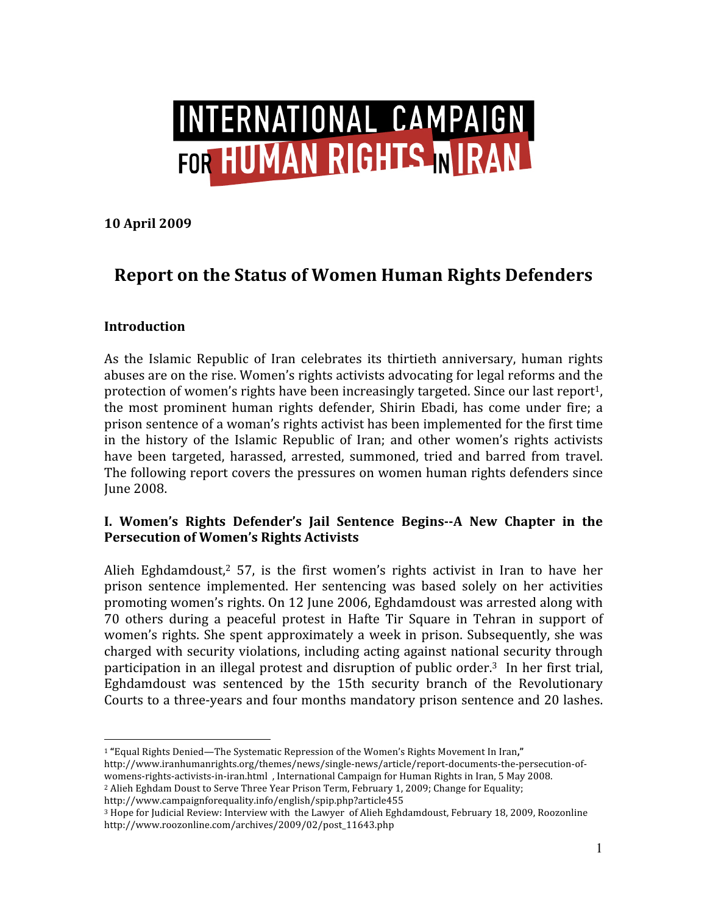INTERNATIONAL CAMPAIGN FOR HUMAN RIGHTS IN IRAN

**10 April 2009**

# Report on the Status of Women Human Rights Defenders

## Introduction

As the Islamic Republic of Iran celebrates its thirtieth anniversary, human rights abuses are on the rise. Women's rights activists advocating for legal reforms and the protection of women's rights have been increasingly targeted. Since our last report[1], the most prominent human rights defender, Shirin Ebadi, has come under fire; a prison sentence of a woman's rights activist has been implemented for the first time in the history of the Islamic Republic of Iran; and other women's rights activists have been targeted, harassed, arrested, summoned, tried and barred from travel. The following report covers the pressures on women human rights defenders since June 2008.

## I. Women's Rights Defender's Jail Sentence Begins--A New Chapter in the Persecution of Women's Rights Activists

Alieh Eghdamdoust,[2] 57, is the first women's rights activist in Iran to have her prison sentence implemented. Her sentencing was based solely on her activities promoting women's rights. On 12 June 2006, Eghdamdoust was arrested along with 70 others during a peaceful protest in Hafte Tir Square in Tehran in support of women's rights. She spent approximately a week in prison. Subsequently, she was charged with security violations, including acting against national security through participation in an illegal protest and disruption of public order.[3] In her first trial, Eghdamdoust was sentenced by the 15th security branch of the Revolutionary Courts to a three-years and four months mandatory prison sentence and 20 lashes.

---

[1] **"**Equal Rights Denied—The Systematic Repression of the Women's Rights Movement In Iran**,"** http://www.iranhumanrights.org/themes/news/single-news/article/report-documents-the-persecution-of-womens-rights-activists-in-iran.html , International Campaign for Human Rights in Iran, 5 May 2008.

[2] Alieh Eghdam Doust to Serve Three Year Prison Term, February 1, 2009; Change for Equality; http://www.campaignforequality.info/english/spip.php?article455

[3] Hope for Judicial Review: Interview with the Lawyer of Alieh Eghdamdoust, February 18, 2009, Roozonline http://www.roozonline.com/archives/2009/02/post_11643.php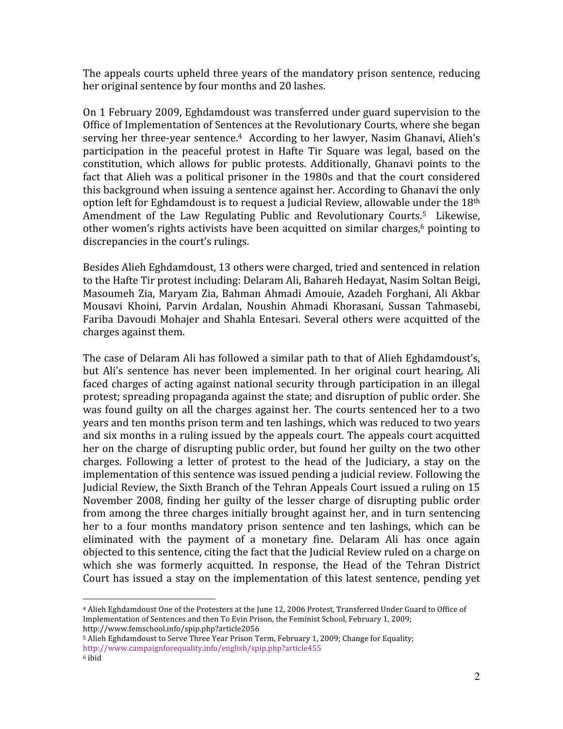The appeals courts upheld three years of the mandatory prison sentence, reducing her original sentence by four months and 20 lashes.

On 1 February 2009, Eghdamdoust was transferred under guard supervision to the Office of Implementation of Sentences at the Revolutionary Courts, where she began serving her three-year sentence.[4] According to her lawyer, Nasim Ghanavi, Alieh's participation in the peaceful protest in Hafte Tir Square was legal, based on the constitution, which allows for public protests. Additionally, Ghanavi points to the fact that Alieh was a political prisoner in the 1980s and that the court considered this background when issuing a sentence against her. According to Ghanavi the only option left for Eghdamdoust is to request a Judicial Review, allowable under the 18th Amendment of the Law Regulating Public and Revolutionary Courts.[5] Likewise, other women's rights activists have been acquitted on similar charges,[6] pointing to discrepancies in the court's rulings.

Besides Alieh Eghdamdoust, 13 others were charged, tried and sentenced in relation to the Hafte Tir protest including: Delaram Ali, Bahareh Hedayat, Nasim Soltan Beigi, Masoumeh Zia, Maryam Zia, Bahman Ahmadi Amouie, Azadeh Forghani, Ali Akbar Mousavi Khoini, Parvin Ardalan, Noushin Ahmadi Khorasani, Sussan Tahmasebi, Fariba Davoudi Mohajer and Shahla Entesari. Several others were acquitted of the charges against them.

The case of Delaram Ali has followed a similar path to that of Alieh Eghdamdoust's, but Ali's sentence has never been implemented. In her original court hearing, Ali faced charges of acting against national security through participation in an illegal protest; spreading propaganda against the state; and disruption of public order. She was found guilty on all the charges against her. The courts sentenced her to a two years and ten months prison term and ten lashings, which was reduced to two years and six months in a ruling issued by the appeals court. The appeals court acquitted her on the charge of disrupting public order, but found her guilty on the two other charges. Following a letter of protest to the head of the Judiciary, a stay on the implementation of this sentence was issued pending a judicial review. Following the Judicial Review, the Sixth Branch of the Tehran Appeals Court issued a ruling on 15 November 2008, finding her guilty of the lesser charge of disrupting public order from among the three charges initially brought against her, and in turn sentencing her to a four months mandatory prison sentence and ten lashings, which can be eliminated with the payment of a monetary fine. Delaram Ali has once again objected to this sentence, citing the fact that the Judicial Review ruled on a charge on which she was formerly acquitted. In response, the Head of the Tehran District Court has issued a stay on the implementation of this latest sentence, pending yet

---

[4] Alieh Eghdamdoust One of the Protesters at the June 12, 2006 Protest, Transferred Under Guard to Office of Implementation of Sentences and then To Evin Prison, the Feminist School, February 1, 2009; http://www.femschool.info/spip.php?article2056

[5] Alieh Eghdamdoust to Serve Three Year Prison Term, February 1, 2009; Change for Equality; http://www.campaignforequality.info/english/spip.php?article455

[6] ibid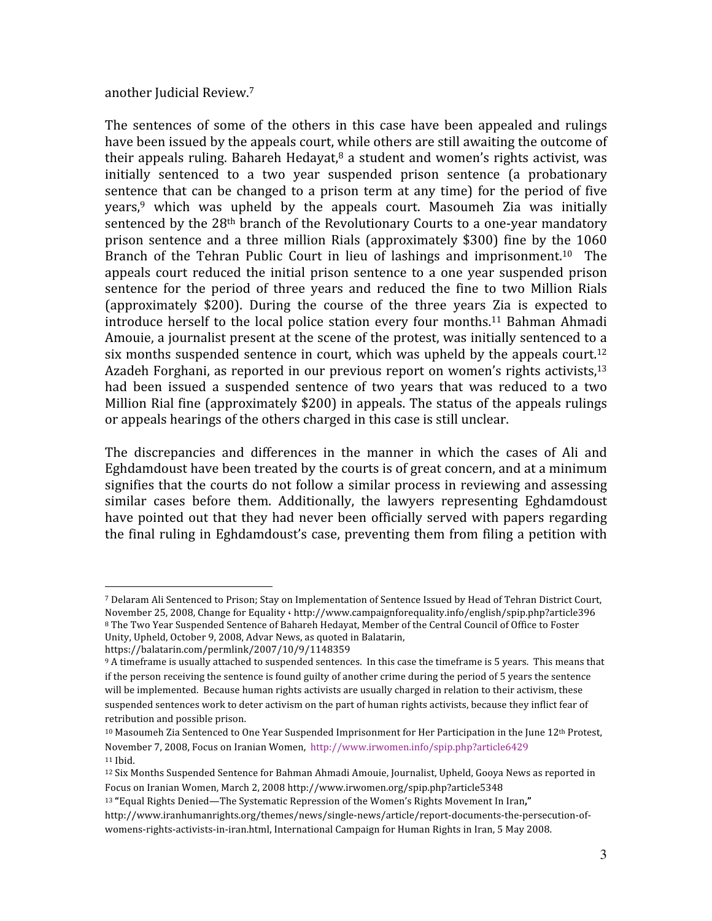another Judicial Review.[7]

The sentences of some of the others in this case have been appealed and rulings have been issued by the appeals court, while others are still awaiting the outcome of their appeals ruling. Bahareh Hedayat,[8] a student and women's rights activist, was initially sentenced to a two year suspended prison sentence (a probationary sentence that can be changed to a prison term at any time) for the period of five years,[9] which was upheld by the appeals court. Masoumeh Zia was initially sentenced by the 28th branch of the Revolutionary Courts to a one-year mandatory prison sentence and a three million Rials (approximately $300) fine by the 1060 Branch of the Tehran Public Court in lieu of lashings and imprisonment.[10] The appeals court reduced the initial prison sentence to a one year suspended prison sentence for the period of three years and reduced the fine to two Million Rials (approximately $200). During the course of the three years Zia is expected to introduce herself to the local police station every four months.[11] Bahman Ahmadi Amouie, a journalist present at the scene of the protest, was initially sentenced to a six months suspended sentence in court, which was upheld by the appeals court.[12] Azadeh Forghani, as reported in our previous report on women's rights activists,[13] had been issued a suspended sentence of two years that was reduced to a two Million Rial fine (approximately $200) in appeals. The status of the appeals rulings or appeals hearings of the others charged in this case is still unclear.

The discrepancies and differences in the manner in which the cases of Ali and Eghdamdoust have been treated by the courts is of great concern, and at a minimum signifies that the courts do not follow a similar process in reviewing and assessing similar cases before them. Additionally, the lawyers representing Eghdamdoust have pointed out that they had never been officially served with papers regarding the final ruling in Eghdamdoust's case, preventing them from filing a petition with

---

[7] Delaram Ali Sentenced to Prison; Stay on Implementation of Sentence Issued by Head of Tehran District Court, November 25, 2008, Change for Equality ، http://www.campaignforequality.info/english/spip.php?article396

[8] The Two Year Suspended Sentence of Bahareh Hedayat, Member of the Central Council of Office to Foster Unity, Upheld, October 9, 2008, Advar News, as quoted in Balatarin, https://balatarin.com/permlink/2007/10/9/1148359

[9] A timeframe is usually attached to suspended sentences. In this case the timeframe is 5 years. This means that if the person receiving the sentence is found guilty of another crime during the period of 5 years the sentence will be implemented. Because human rights activists are usually charged in relation to their activism, these suspended sentences work to deter activism on the part of human rights activists, because they inflict fear of retribution and possible prison.

[10] Masoumeh Zia Sentenced to One Year Suspended Imprisonment for Her Participation in the June 12th Protest, November 7, 2008, Focus on Iranian Women, http://www.irwomen.info/spip.php?article6429

[11] Ibid.

[12] Six Months Suspended Sentence for Bahman Ahmadi Amouie, Journalist, Upheld, Gooya News as reported in Focus on Iranian Women, March 2, 2008 http://www.irwomen.org/spip.php?article5348

[13] **"**Equal Rights Denied—The Systematic Repression of the Women's Rights Movement In Iran**,"** http://www.iranhumanrights.org/themes/news/single-news/article/report-documents-the-persecution-of-womens-rights-activists-in-iran.html, International Campaign for Human Rights in Iran, 5 May 2008.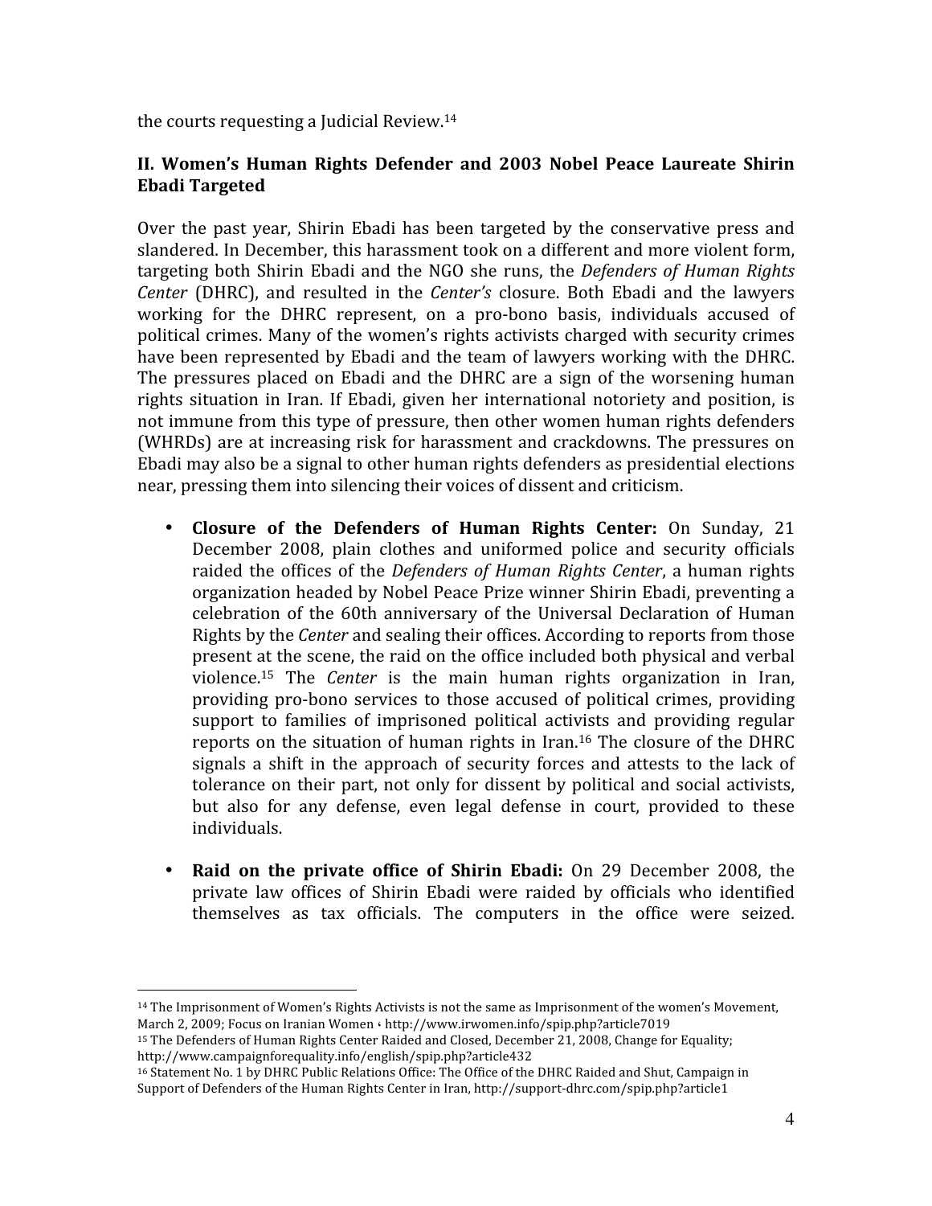the courts requesting a Judicial Review.[14]

## II. Women's Human Rights Defender and 2003 Nobel Peace Laureate Shirin Ebadi Targeted

Over the past year, Shirin Ebadi has been targeted by the conservative press and slandered. In December, this harassment took on a different and more violent form, targeting both Shirin Ebadi and the NGO she runs, the *Defenders of Human Rights Center* (DHRC), and resulted in the *Center's* closure. Both Ebadi and the lawyers working for the DHRC represent, on a pro-bono basis, individuals accused of political crimes. Many of the women's rights activists charged with security crimes have been represented by Ebadi and the team of lawyers working with the DHRC. The pressures placed on Ebadi and the DHRC are a sign of the worsening human rights situation in Iran. If Ebadi, given her international notoriety and position, is not immune from this type of pressure, then other women human rights defenders (WHRDs) are at increasing risk for harassment and crackdowns. The pressures on Ebadi may also be a signal to other human rights defenders as presidential elections near, pressing them into silencing their voices of dissent and criticism.

- **Closure of the Defenders of Human Rights Center:** On Sunday, 21 December 2008, plain clothes and uniformed police and security officials raided the offices of the *Defenders of Human Rights Center*, a human rights organization headed by Nobel Peace Prize winner Shirin Ebadi, preventing a celebration of the 60th anniversary of the Universal Declaration of Human Rights by the *Center* and sealing their offices. According to reports from those present at the scene, the raid on the office included both physical and verbal violence.[15] The *Center* is the main human rights organization in Iran, providing pro-bono services to those accused of political crimes, providing support to families of imprisoned political activists and providing regular reports on the situation of human rights in Iran.[16] The closure of the DHRC signals a shift in the approach of security forces and attests to the lack of tolerance on their part, not only for dissent by political and social activists, but also for any defense, even legal defense in court, provided to these individuals.

- **Raid on the private office of Shirin Ebadi:** On 29 December 2008, the private law offices of Shirin Ebadi were raided by officials who identified themselves as tax officials. The computers in the office were seized.

---

[14] The Imprisonment of Women's Rights Activists is not the same as Imprisonment of the women's Movement, March 2, 2009; Focus on Iranian Women ‹ http://www.irwomen.info/spip.php?article7019

[15] The Defenders of Human Rights Center Raided and Closed, December 21, 2008, Change for Equality; http://www.campaignforequality.info/english/spip.php?article432

[16] Statement No. 1 by DHRC Public Relations Office: The Office of the DHRC Raided and Shut, Campaign in Support of Defenders of the Human Rights Center in Iran, http://support-dhrc.com/spip.php?article1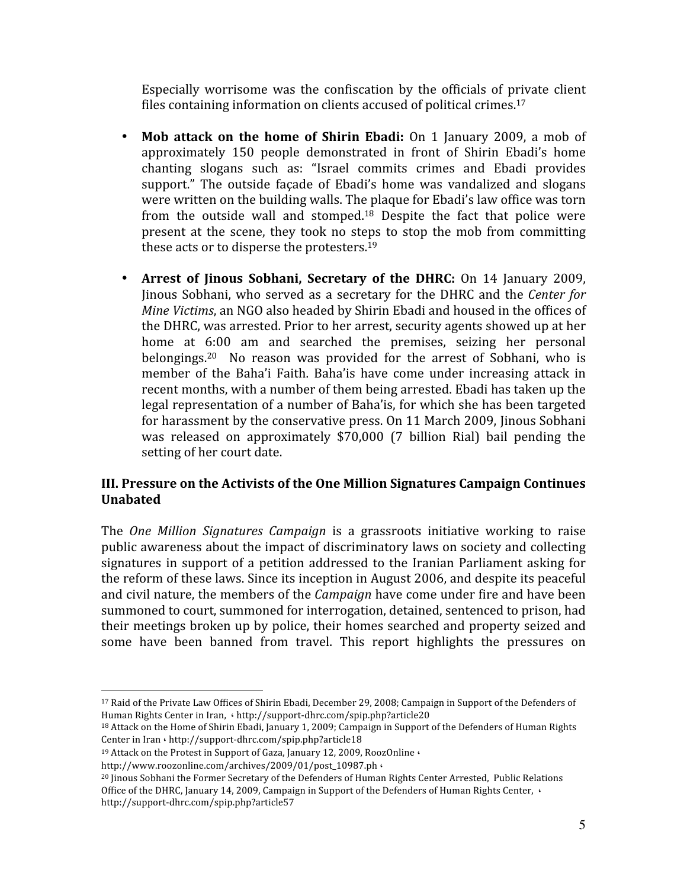Especially worrisome was the confiscation by the officials of private client files containing information on clients accused of political crimes.[17]

- **Mob attack on the home of Shirin Ebadi:** On 1 January 2009, a mob of approximately 150 people demonstrated in front of Shirin Ebadi's home chanting slogans such as: "Israel commits crimes and Ebadi provides support." The outside façade of Ebadi's home was vandalized and slogans were written on the building walls. The plaque for Ebadi's law office was torn from the outside wall and stomped.[18] Despite the fact that police were present at the scene, they took no steps to stop the mob from committing these acts or to disperse the protesters.[19]

- **Arrest of Jinous Sobhani, Secretary of the DHRC:** On 14 January 2009, Jinous Sobhani, who served as a secretary for the DHRC and the *Center for Mine Victims*, an NGO also headed by Shirin Ebadi and housed in the offices of the DHRC, was arrested. Prior to her arrest, security agents showed up at her home at 6:00 am and searched the premises, seizing her personal belongings.[20] No reason was provided for the arrest of Sobhani, who is member of the Baha'i Faith. Baha'is have come under increasing attack in recent months, with a number of them being arrested. Ebadi has taken up the legal representation of a number of Baha'is, for which she has been targeted for harassment by the conservative press. On 11 March 2009, Jinous Sobhani was released on approximately $70,000 (7 billion Rial) bail pending the setting of her court date.

## III. Pressure on the Activists of the One Million Signatures Campaign Continues Unabated

The *One Million Signatures Campaign* is a grassroots initiative working to raise public awareness about the impact of discriminatory laws on society and collecting signatures in support of a petition addressed to the Iranian Parliament asking for the reform of these laws. Since its inception in August 2006, and despite its peaceful and civil nature, the members of the *Campaign* have come under fire and have been summoned to court, summoned for interrogation, detained, sentenced to prison, had their meetings broken up by police, their homes searched and property seized and some have been banned from travel. This report highlights the pressures on

---

[17] Raid of the Private Law Offices of Shirin Ebadi, December 29, 2008; Campaign in Support of the Defenders of Human Rights Center in Iran, ، http://support-dhrc.com/spip.php?article20

[18] Attack on the Home of Shirin Ebadi, January 1, 2009; Campaign in Support of the Defenders of Human Rights Center in Iran ، http://support-dhrc.com/spip.php?article18

[19] Attack on the Protest in Support of Gaza, January 12, 2009, RoozOnline ، http://www.roozonline.com/archives/2009/01/post_10987.ph ،

[20] Jinous Sobhani the Former Secretary of the Defenders of Human Rights Center Arrested, Public Relations Office of the DHRC, January 14, 2009, Campaign in Support of the Defenders of Human Rights Center, ، http://support-dhrc.com/spip.php?article57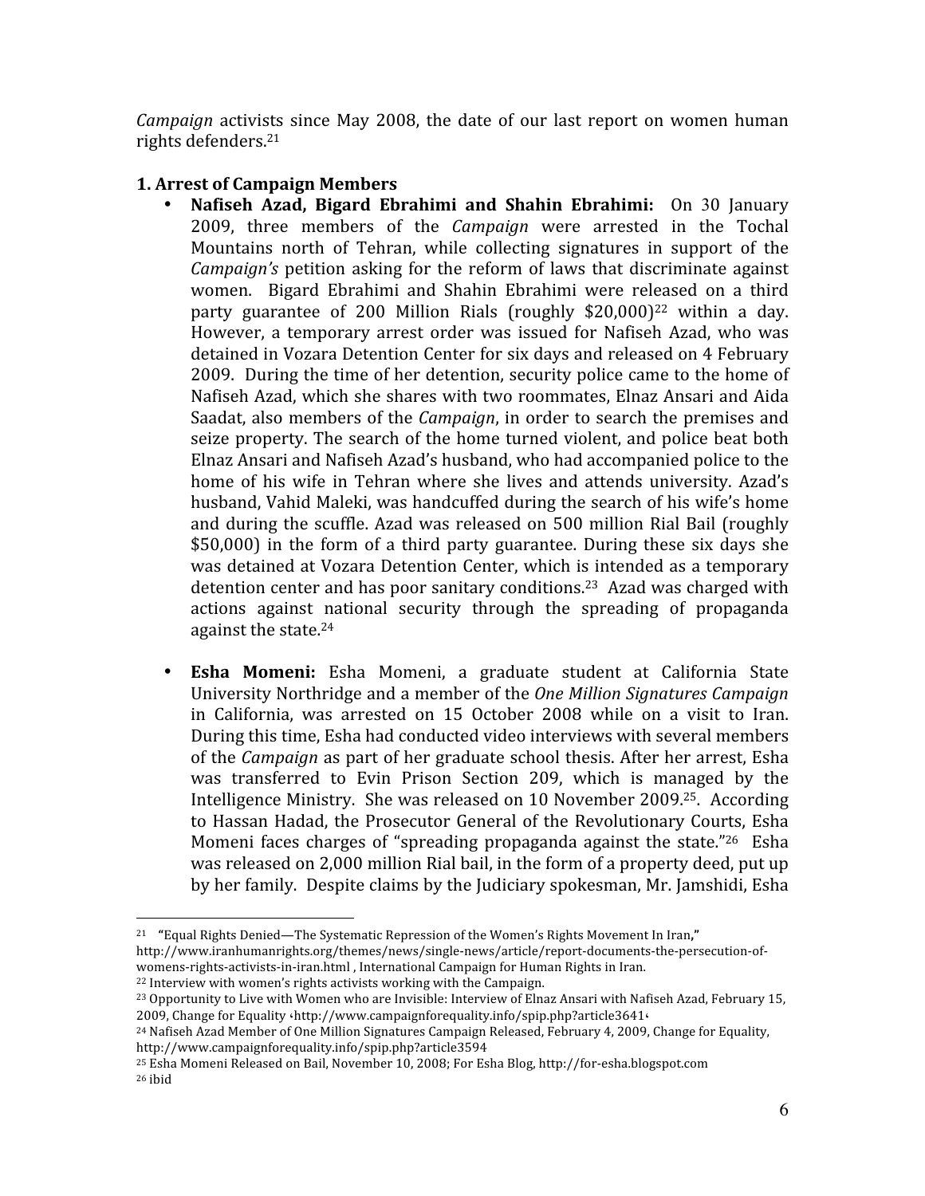*Campaign* activists since May 2008, the date of our last report on women human rights defenders.[21]

**1. Arrest of Campaign Members**

- **Nafiseh Azad, Bigard Ebrahimi and Shahin Ebrahimi:** On 30 January 2009, three members of the *Campaign* were arrested in the Tochal Mountains north of Tehran, while collecting signatures in support of the *Campaign's* petition asking for the reform of laws that discriminate against women. Bigard Ebrahimi and Shahin Ebrahimi were released on a third party guarantee of 200 Million Rials (roughly $20,000)[22] within a day. However, a temporary arrest order was issued for Nafiseh Azad, who was detained in Vozara Detention Center for six days and released on 4 February 2009. During the time of her detention, security police came to the home of Nafiseh Azad, which she shares with two roommates, Elnaz Ansari and Aida Saadat, also members of the *Campaign*, in order to search the premises and seize property. The search of the home turned violent, and police beat both Elnaz Ansari and Nafiseh Azad's husband, who had accompanied police to the home of his wife in Tehran where she lives and attends university. Azad's husband, Vahid Maleki, was handcuffed during the search of his wife's home and during the scuffle. Azad was released on 500 million Rial Bail (roughly $50,000) in the form of a third party guarantee. During these six days she was detained at Vozara Detention Center, which is intended as a temporary detention center and has poor sanitary conditions.[23] Azad was charged with actions against national security through the spreading of propaganda against the state.[24]

- **Esha Momeni:** Esha Momeni, a graduate student at California State University Northridge and a member of the *One Million Signatures Campaign* in California, was arrested on 15 October 2008 while on a visit to Iran. During this time, Esha had conducted video interviews with several members of the *Campaign* as part of her graduate school thesis. After her arrest, Esha was transferred to Evin Prison Section 209, which is managed by the Intelligence Ministry. She was released on 10 November 2009.[25]. According to Hassan Hadad, the Prosecutor General of the Revolutionary Courts, Esha Momeni faces charges of "spreading propaganda against the state."[26] Esha was released on 2,000 million Rial bail, in the form of a property deed, put up by her family. Despite claims by the Judiciary spokesman, Mr. Jamshidi, Esha

---

[21] **"**Equal Rights Denied—The Systematic Repression of the Women's Rights Movement In Iran,**"** http://www.iranhumanrights.org/themes/news/single-news/article/report-documents-the-persecution-of-womens-rights-activists-in-iran.html , International Campaign for Human Rights in Iran.

[22] Interview with women's rights activists working with the Campaign.

[23] Opportunity to Live with Women who are Invisible: Interview of Elnaz Ansari with Nafiseh Azad, February 15, 2009, Change for Equality ‹http://www.campaignforequality.info/spip.php?article3641‹

[24] Nafiseh Azad Member of One Million Signatures Campaign Released, February 4, 2009, Change for Equality, http://www.campaignforequality.info/spip.php?article3594

[25] Esha Momeni Released on Bail, November 10, 2008; For Esha Blog, http://for-esha.blogspot.com

[26] ibid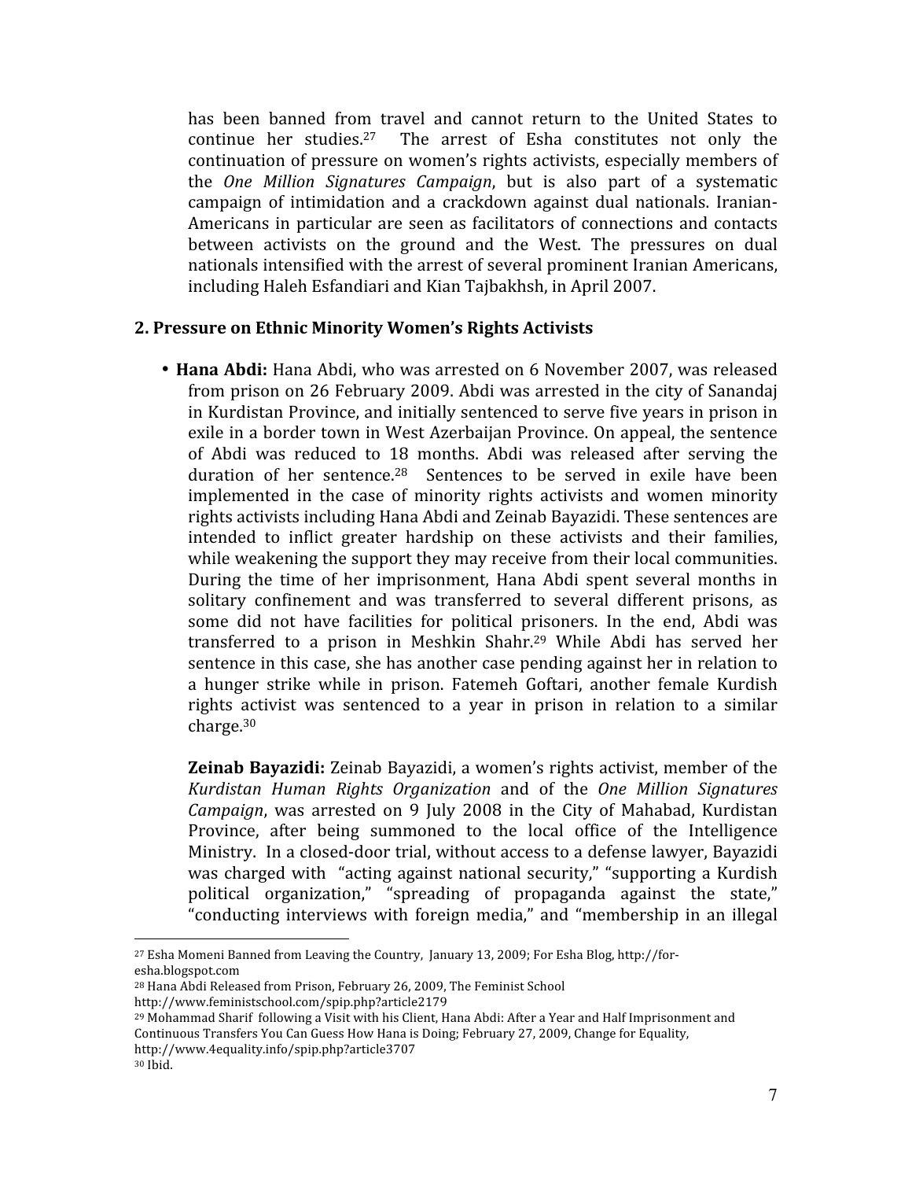has been banned from travel and cannot return to the United States to continue her studies.[27] The arrest of Esha constitutes not only the continuation of pressure on women's rights activists, especially members of the *One Million Signatures Campaign*, but is also part of a systematic campaign of intimidation and a crackdown against dual nationals. Iranian-Americans in particular are seen as facilitators of connections and contacts between activists on the ground and the West. The pressures on dual nationals intensified with the arrest of several prominent Iranian Americans, including Haleh Esfandiari and Kian Tajbakhsh, in April 2007.

## 2. Pressure on Ethnic Minority Women's Rights Activists

- **Hana Abdi:** Hana Abdi, who was arrested on 6 November 2007, was released from prison on 26 February 2009. Abdi was arrested in the city of Sanandaj in Kurdistan Province, and initially sentenced to serve five years in prison in exile in a border town in West Azerbaijan Province. On appeal, the sentence of Abdi was reduced to 18 months. Abdi was released after serving the duration of her sentence.[28] Sentences to be served in exile have been implemented in the case of minority rights activists and women minority rights activists including Hana Abdi and Zeinab Bayazidi. These sentences are intended to inflict greater hardship on these activists and their families, while weakening the support they may receive from their local communities. During the time of her imprisonment, Hana Abdi spent several months in solitary confinement and was transferred to several different prisons, as some did not have facilities for political prisoners. In the end, Abdi was transferred to a prison in Meshkin Shahr.[29] While Abdi has served her sentence in this case, she has another case pending against her in relation to a hunger strike while in prison. Fatemeh Goftari, another female Kurdish rights activist was sentenced to a year in prison in relation to a similar charge.[30]

  **Zeinab Bayazidi:** Zeinab Bayazidi, a women's rights activist, member of the *Kurdistan Human Rights Organization* and of the *One Million Signatures Campaign*, was arrested on 9 July 2008 in the City of Mahabad, Kurdistan Province, after being summoned to the local office of the Intelligence Ministry. In a closed-door trial, without access to a defense lawyer, Bayazidi was charged with "acting against national security," "supporting a Kurdish political organization," "spreading of propaganda against the state," "conducting interviews with foreign media," and "membership in an illegal

---

[27] Esha Momeni Banned from Leaving the Country, January 13, 2009; For Esha Blog, http://for-esha.blogspot.com

[28] Hana Abdi Released from Prison, February 26, 2009, The Feminist School http://www.feministschool.com/spip.php?article2179

[29] Mohammad Sharif following a Visit with his Client, Hana Abdi: After a Year and Half Imprisonment and Continuous Transfers You Can Guess How Hana is Doing; February 27, 2009, Change for Equality, http://www.4equality.info/spip.php?article3707

[30] Ibid.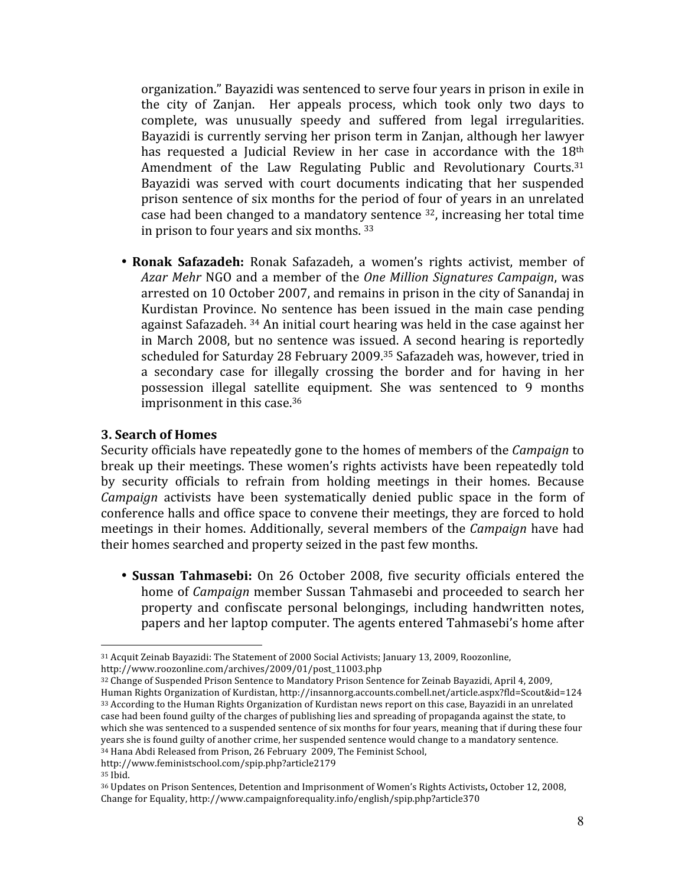organization." Bayazidi was sentenced to serve four years in prison in exile in the city of Zanjan. Her appeals process, which took only two days to complete, was unusually speedy and suffered from legal irregularities. Bayazidi is currently serving her prison term in Zanjan, although her lawyer has requested a Judicial Review in her case in accordance with the 18th Amendment of the Law Regulating Public and Revolutionary Courts.[31] Bayazidi was served with court documents indicating that her suspended prison sentence of six months for the period of four of years in an unrelated case had been changed to a mandatory sentence [32], increasing her total time in prison to four years and six months. [33]

- **Ronak Safazadeh:** Ronak Safazadeh, a women's rights activist, member of *Azar Mehr* NGO and a member of the *One Million Signatures Campaign*, was arrested on 10 October 2007, and remains in prison in the city of Sanandaj in Kurdistan Province. No sentence has been issued in the main case pending against Safazadeh. [34] An initial court hearing was held in the case against her in March 2008, but no sentence was issued. A second hearing is reportedly scheduled for Saturday 28 February 2009.[35] Safazadeh was, however, tried in a secondary case for illegally crossing the border and for having in her possession illegal satellite equipment. She was sentenced to 9 months imprisonment in this case.[36]

### 3. Search of Homes

Security officials have repeatedly gone to the homes of members of the *Campaign* to break up their meetings. These women's rights activists have been repeatedly told by security officials to refrain from holding meetings in their homes. Because *Campaign* activists have been systematically denied public space in the form of conference halls and office space to convene their meetings, they are forced to hold meetings in their homes. Additionally, several members of the *Campaign* have had their homes searched and property seized in the past few months.

- **Sussan Tahmasebi:** On 26 October 2008, five security officials entered the home of *Campaign* member Sussan Tahmasebi and proceeded to search her property and confiscate personal belongings, including handwritten notes, papers and her laptop computer. The agents entered Tahmasebi's home after

---

31 Acquit Zeinab Bayazidi: The Statement of 2000 Social Activists; January 13, 2009, Roozonline, http://www.roozonline.com/archives/2009/01/post_11003.php

32 Change of Suspended Prison Sentence to Mandatory Prison Sentence for Zeinab Bayazidi, April 4, 2009, Human Rights Organization of Kurdistan, http://insannorg.accounts.combell.net/article.aspx?fld=Scout&id=124

33 According to the Human Rights Organization of Kurdistan news report on this case, Bayazidi in an unrelated case had been found guilty of the charges of publishing lies and spreading of propaganda against the state, to which she was sentenced to a suspended sentence of six months for four years, meaning that if during these four years she is found guilty of another crime, her suspended sentence would change to a mandatory sentence.

34 Hana Abdi Released from Prison, 26 February 2009, The Feminist School, http://www.feministschool.com/spip.php?article2179

35 Ibid.

36 Updates on Prison Sentences, Detention and Imprisonment of Women's Rights Activists, October 12, 2008, Change for Equality, http://www.campaignforequality.info/english/spip.php?article370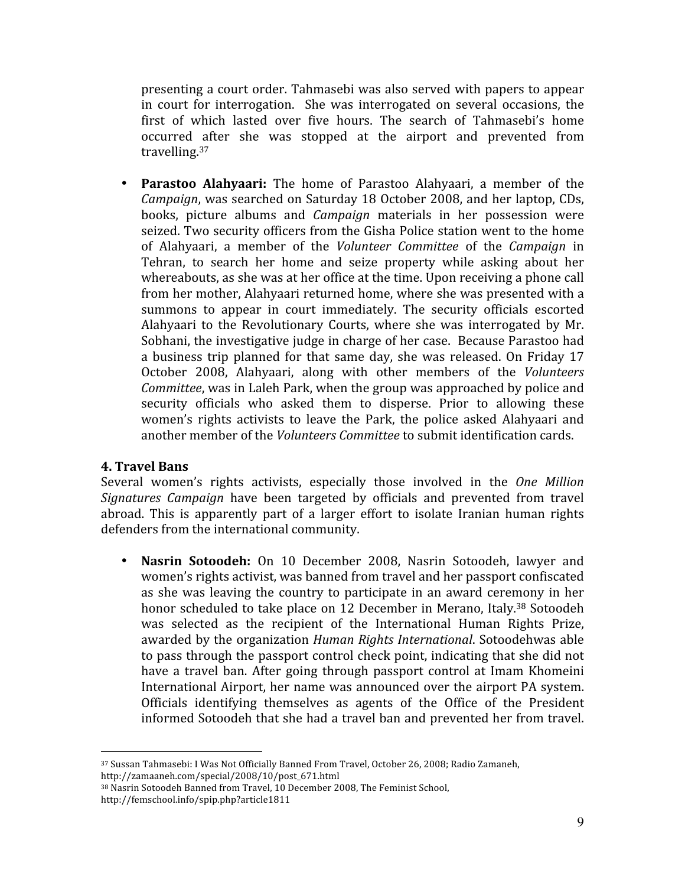presenting a court order. Tahmasebi was also served with papers to appear in court for interrogation. She was interrogated on several occasions, the first of which lasted over five hours. The search of Tahmasebi's home occurred after she was stopped at the airport and prevented from travelling.[37]

- **Parastoo Alahyaari:** The home of Parastoo Alahyaari, a member of the *Campaign*, was searched on Saturday 18 October 2008, and her laptop, CDs, books, picture albums and *Campaign* materials in her possession were seized. Two security officers from the Gisha Police station went to the home of Alahyaari, a member of the *Volunteer Committee* of the *Campaign* in Tehran, to search her home and seize property while asking about her whereabouts, as she was at her office at the time. Upon receiving a phone call from her mother, Alahyaari returned home, where she was presented with a summons to appear in court immediately. The security officials escorted Alahyaari to the Revolutionary Courts, where she was interrogated by Mr. Sobhani, the investigative judge in charge of her case. Because Parastoo had a business trip planned for that same day, she was released. On Friday 17 October 2008, Alahyaari, along with other members of the *Volunteers Committee*, was in Laleh Park, when the group was approached by police and security officials who asked them to disperse. Prior to allowing these women's rights activists to leave the Park, the police asked Alahyaari and another member of the *Volunteers Committee* to submit identification cards.

### 4. Travel Bans

Several women's rights activists, especially those involved in the *One Million Signatures Campaign* have been targeted by officials and prevented from travel abroad. This is apparently part of a larger effort to isolate Iranian human rights defenders from the international community.

- **Nasrin Sotoodeh:** On 10 December 2008, Nasrin Sotoodeh, lawyer and women's rights activist, was banned from travel and her passport confiscated as she was leaving the country to participate in an award ceremony in her honor scheduled to take place on 12 December in Merano, Italy.[38] Sotoodeh was selected as the recipient of the International Human Rights Prize, awarded by the organization *Human Rights International*. Sotoodehwas able to pass through the passport control check point, indicating that she did not have a travel ban. After going through passport control at Imam Khomeini International Airport, her name was announced over the airport PA system. Officials identifying themselves as agents of the Office of the President informed Sotoodeh that she had a travel ban and prevented her from travel.

---

[37] Sussan Tahmasebi: I Was Not Officially Banned From Travel, October 26, 2008; Radio Zamaneh, http://zamaaneh.com/special/2008/10/post_671.html

[38] Nasrin Sotoodeh Banned from Travel, 10 December 2008, The Feminist School, http://femschool.info/spip.php?article1811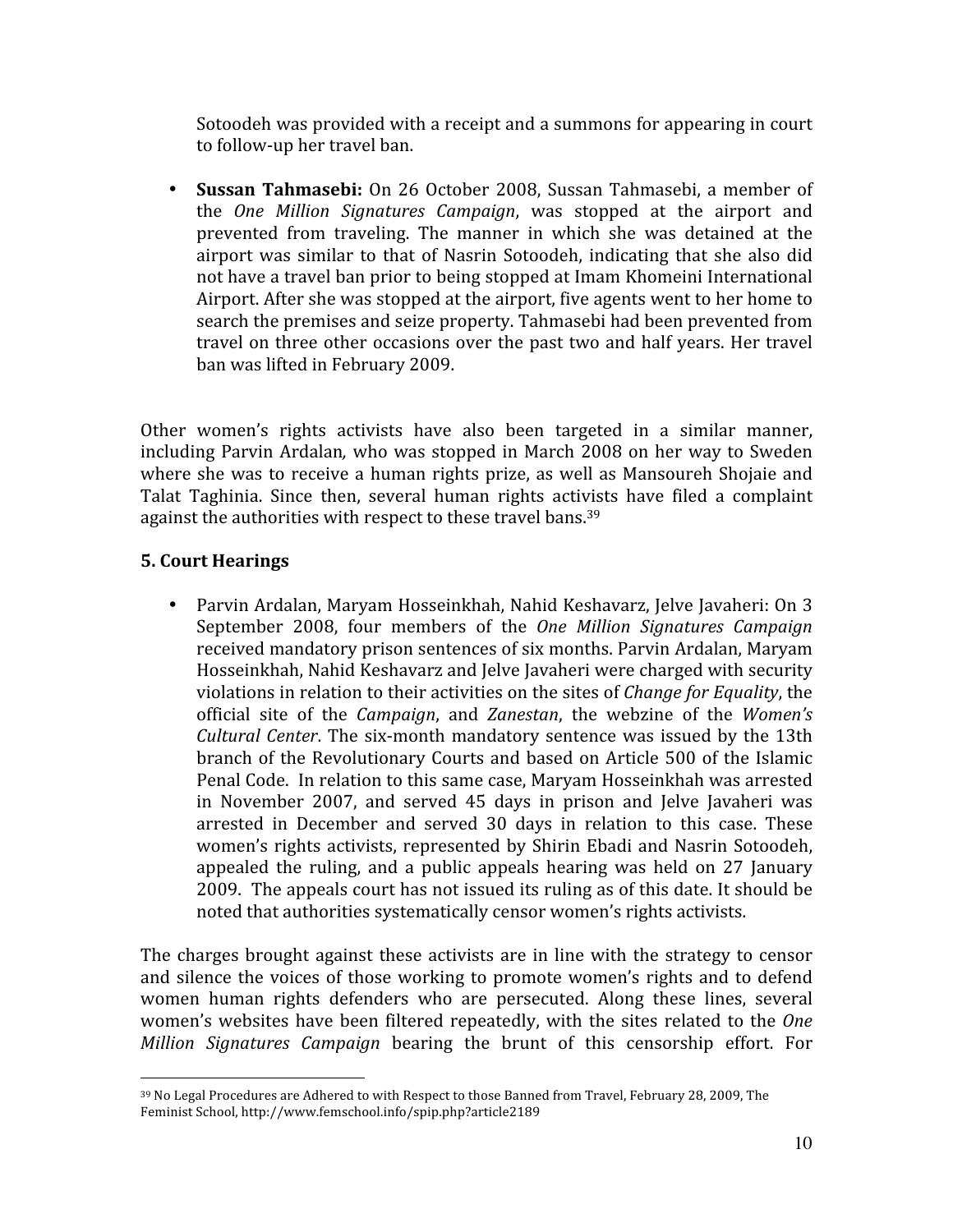Sotoodeh was provided with a receipt and a summons for appearing in court to follow-up her travel ban.

- **Sussan Tahmasebi:** On 26 October 2008, Sussan Tahmasebi, a member of the *One Million Signatures Campaign*, was stopped at the airport and prevented from traveling. The manner in which she was detained at the airport was similar to that of Nasrin Sotoodeh, indicating that she also did not have a travel ban prior to being stopped at Imam Khomeini International Airport. After she was stopped at the airport, five agents went to her home to search the premises and seize property. Tahmasebi had been prevented from travel on three other occasions over the past two and half years. Her travel ban was lifted in February 2009.

Other women's rights activists have also been targeted in a similar manner, including Parvin Ardalan*,* who was stopped in March 2008 on her way to Sweden where she was to receive a human rights prize, as well as Mansoureh Shojaie and Talat Taghinia. Since then, several human rights activists have filed a complaint against the authorities with respect to these travel bans.[39]

## 5. Court Hearings

- Parvin Ardalan, Maryam Hosseinkhah, Nahid Keshavarz, Jelve Javaheri: On 3 September 2008, four members of the *One Million Signatures Campaign* received mandatory prison sentences of six months. Parvin Ardalan, Maryam Hosseinkhah, Nahid Keshavarz and Jelve Javaheri were charged with security violations in relation to their activities on the sites of *Change for Equality*, the official site of the *Campaign*, and *Zanestan*, the webzine of the *Women's Cultural Center*. The six-month mandatory sentence was issued by the 13th branch of the Revolutionary Courts and based on Article 500 of the Islamic Penal Code. In relation to this same case, Maryam Hosseinkhah was arrested in November 2007, and served 45 days in prison and Jelve Javaheri was arrested in December and served 30 days in relation to this case. These women's rights activists, represented by Shirin Ebadi and Nasrin Sotoodeh, appealed the ruling, and a public appeals hearing was held on 27 January 2009. The appeals court has not issued its ruling as of this date. It should be noted that authorities systematically censor women's rights activists.

The charges brought against these activists are in line with the strategy to censor and silence the voices of those working to promote women's rights and to defend women human rights defenders who are persecuted. Along these lines, several women's websites have been filtered repeatedly, with the sites related to the *One Million Signatures Campaign* bearing the brunt of this censorship effort. For

[39] No Legal Procedures are Adhered to with Respect to those Banned from Travel, February 28, 2009, The Feminist School, http://www.femschool.info/spip.php?article2189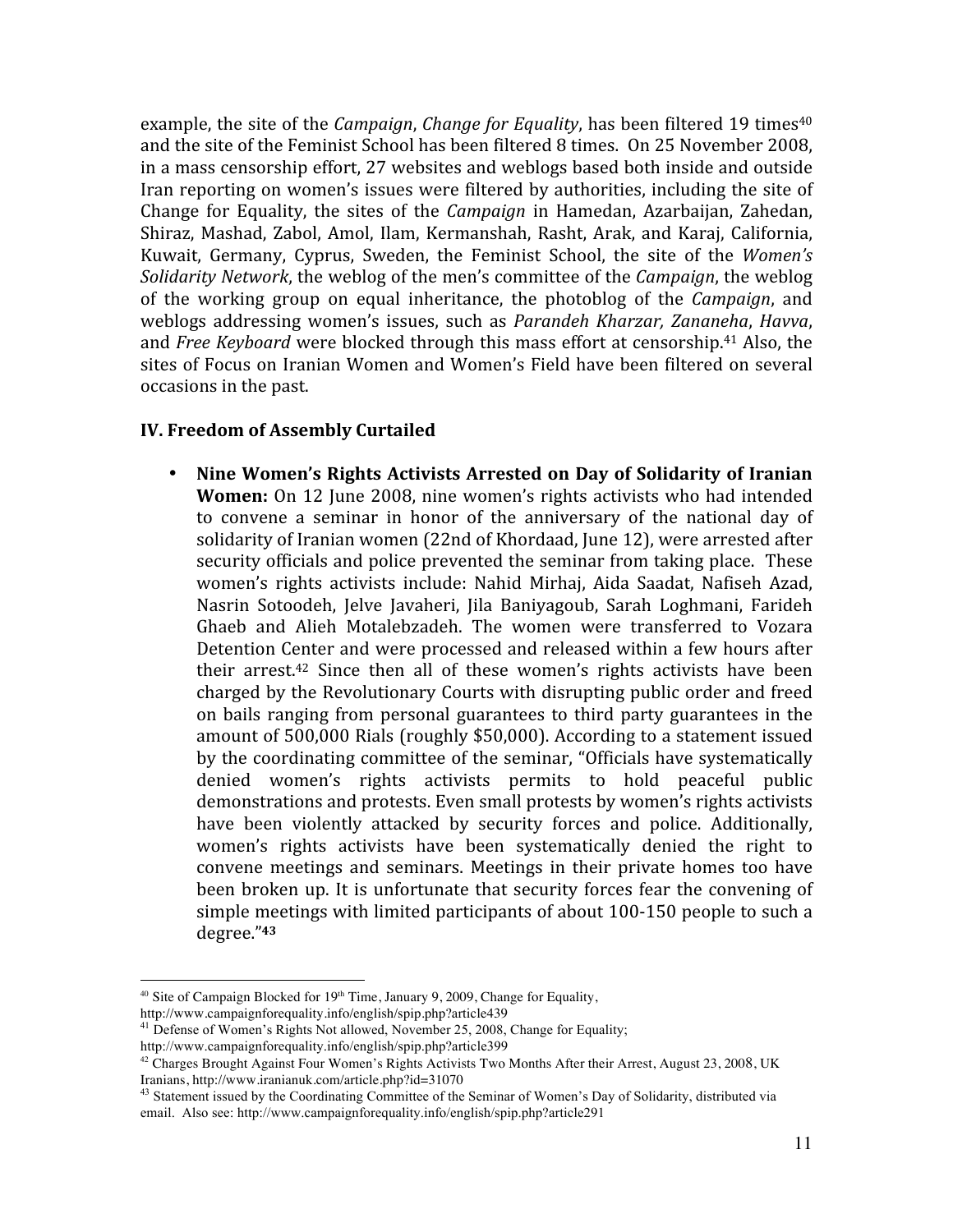example, the site of the *Campaign*, *Change for Equality*, has been filtered 19 times[40] and the site of the Feminist School has been filtered 8 times. On 25 November 2008, in a mass censorship effort, 27 websites and weblogs based both inside and outside Iran reporting on women's issues were filtered by authorities, including the site of Change for Equality, the sites of the *Campaign* in Hamedan, Azarbaijan, Zahedan, Shiraz, Mashad, Zabol, Amol, Ilam, Kermanshah, Rasht, Arak, and Karaj, California, Kuwait, Germany, Cyprus, Sweden, the Feminist School, the site of the *Women's Solidarity Network*, the weblog of the men's committee of the *Campaign*, the weblog of the working group on equal inheritance, the photoblog of the *Campaign*, and weblogs addressing women's issues, such as *Parandeh Kharzar, Zananeha*, *Havva*, and *Free Keyboard* were blocked through this mass effort at censorship.[41] Also, the sites of Focus on Iranian Women and Women's Field have been filtered on several occasions in the past.

## IV. Freedom of Assembly Curtailed

- **Nine Women's Rights Activists Arrested on Day of Solidarity of Iranian Women:** On 12 June 2008, nine women's rights activists who had intended to convene a seminar in honor of the anniversary of the national day of solidarity of Iranian women (22nd of Khordaad, June 12), were arrested after security officials and police prevented the seminar from taking place. These women's rights activists include: Nahid Mirhaj, Aida Saadat, Nafiseh Azad, Nasrin Sotoodeh, Jelve Javaheri, Jila Baniyagoub, Sarah Loghmani, Farideh Ghaeb and Alieh Motalebzadeh. The women were transferred to Vozara Detention Center and were processed and released within a few hours after their arrest.[42] Since then all of these women's rights activists have been charged by the Revolutionary Courts with disrupting public order and freed on bails ranging from personal guarantees to third party guarantees in the amount of 500,000 Rials (roughly $50,000). According to a statement issued by the coordinating committee of the seminar, "Officials have systematically denied women's rights activists permits to hold peaceful public demonstrations and protests. Even small protests by women's rights activists have been violently attacked by security forces and police. Additionally, women's rights activists have been systematically denied the right to convene meetings and seminars. Meetings in their private homes too have been broken up. It is unfortunate that security forces fear the convening of simple meetings with limited participants of about 100-150 people to such a degree."[43]

---

[40] Site of Campaign Blocked for 19th Time, January 9, 2009, Change for Equality, http://www.campaignforequality.info/english/spip.php?article439

[41] Defense of Women's Rights Not allowed, November 25, 2008, Change for Equality; http://www.campaignforequality.info/english/spip.php?article399

[42] Charges Brought Against Four Women's Rights Activists Two Months After their Arrest, August 23, 2008, UK Iranians, http://www.iranianuk.com/article.php?id=31070

[43] Statement issued by the Coordinating Committee of the Seminar of Women's Day of Solidarity, distributed via email. Also see: http://www.campaignforequality.info/english/spip.php?article291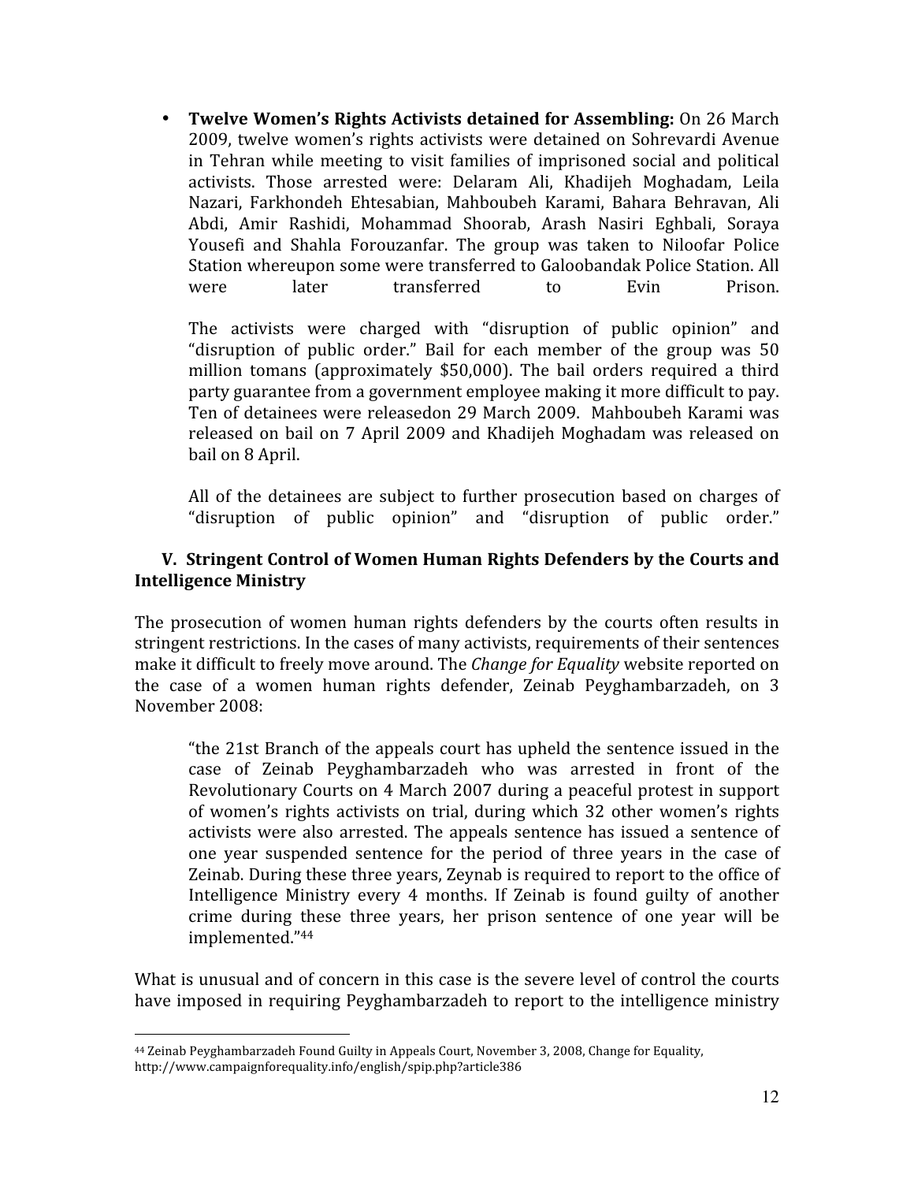- **Twelve Women's Rights Activists detained for Assembling:** On 26 March 2009, twelve women's rights activists were detained on Sohrevardi Avenue in Tehran while meeting to visit families of imprisoned social and political activists. Those arrested were: Delaram Ali, Khadijeh Moghadam, Leila Nazari, Farkhondeh Ehtesabian, Mahboubeh Karami, Bahara Behravan, Ali Abdi, Amir Rashidi, Mohammad Shoorab, Arash Nasiri Eghbali, Soraya Yousefi and Shahla Forouzanfar. The group was taken to Niloofar Police Station whereupon some were transferred to Galoobandak Police Station. All were later transferred to Evin Prison.

  The activists were charged with "disruption of public opinion" and "disruption of public order." Bail for each member of the group was 50 million tomans (approximately $50,000). The bail orders required a third party guarantee from a government employee making it more difficult to pay. Ten of detainees were releasedon 29 March 2009. Mahboubeh Karami was released on bail on 7 April 2009 and Khadijeh Moghadam was released on bail on 8 April.

  All of the detainees are subject to further prosecution based on charges of "disruption of public opinion" and "disruption of public order."

## V. Stringent Control of Women Human Rights Defenders by the Courts and Intelligence Ministry

The prosecution of women human rights defenders by the courts often results in stringent restrictions. In the cases of many activists, requirements of their sentences make it difficult to freely move around. The *Change for Equality* website reported on the case of a women human rights defender, Zeinab Peyghambarzadeh, on 3 November 2008:

> "the 21st Branch of the appeals court has upheld the sentence issued in the case of Zeinab Peyghambarzadeh who was arrested in front of the Revolutionary Courts on 4 March 2007 during a peaceful protest in support of women's rights activists on trial, during which 32 other women's rights activists were also arrested. The appeals sentence has issued a sentence of one year suspended sentence for the period of three years in the case of Zeinab. During these three years, Zeynab is required to report to the office of Intelligence Ministry every 4 months. If Zeinab is found guilty of another crime during these three years, her prison sentence of one year will be implemented."[44]

What is unusual and of concern in this case is the severe level of control the courts have imposed in requiring Peyghambarzadeh to report to the intelligence ministry

[44] Zeinab Peyghambarzadeh Found Guilty in Appeals Court, November 3, 2008, Change for Equality, http://www.campaignforequality.info/english/spip.php?article386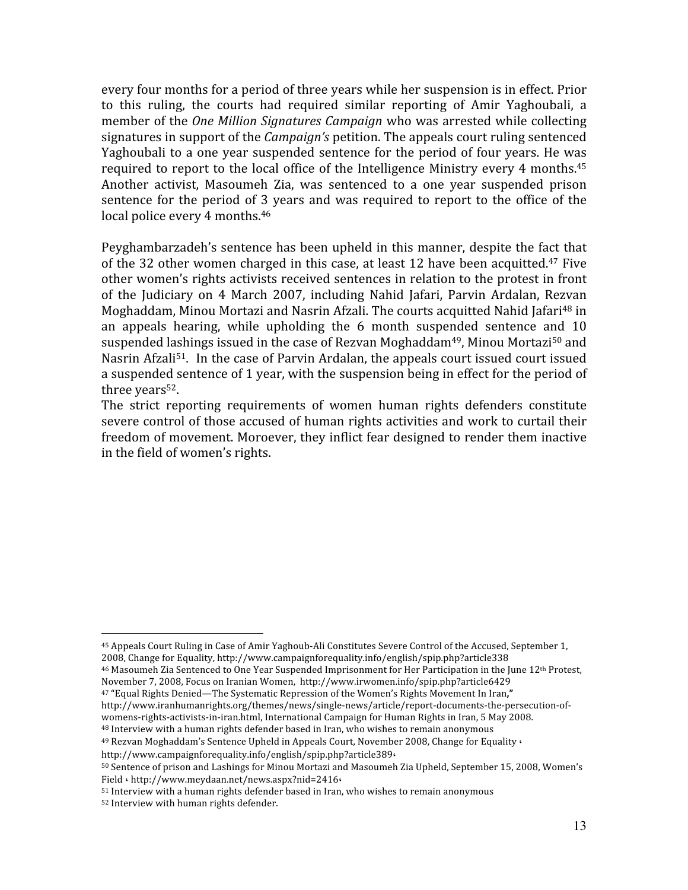every four months for a period of three years while her suspension is in effect. Prior to this ruling, the courts had required similar reporting of Amir Yaghoubali, a member of the *One Million Signatures Campaign* who was arrested while collecting signatures in support of the *Campaign's* petition. The appeals court ruling sentenced Yaghoubali to a one year suspended sentence for the period of four years. He was required to report to the local office of the Intelligence Ministry every 4 months.[45] Another activist, Masoumeh Zia, was sentenced to a one year suspended prison sentence for the period of 3 years and was required to report to the office of the local police every 4 months.[46]

Peyghambarzadeh's sentence has been upheld in this manner, despite the fact that of the 32 other women charged in this case, at least 12 have been acquitted.[47] Five other women's rights activists received sentences in relation to the protest in front of the Judiciary on 4 March 2007, including Nahid Jafari, Parvin Ardalan, Rezvan Moghaddam, Minou Mortazi and Nasrin Afzali. The courts acquitted Nahid Jafari[48] in an appeals hearing, while upholding the 6 month suspended sentence and 10 suspended lashings issued in the case of Rezvan Moghaddam[49], Minou Mortazi[50] and Nasrin Afzali[51]. In the case of Parvin Ardalan, the appeals court issued court issued a suspended sentence of 1 year, with the suspension being in effect for the period of three years[52].

The strict reporting requirements of women human rights defenders constitute severe control of those accused of human rights activities and work to curtail their freedom of movement. Moroever, they inflict fear designed to render them inactive in the field of women's rights.

---

[45] Appeals Court Ruling in Case of Amir Yaghoub-Ali Constitutes Severe Control of the Accused, September 1, 2008, Change for Equality, http://www.campaignforequality.info/english/spip.php?article338

[46] Masoumeh Zia Sentenced to One Year Suspended Imprisonment for Her Participation in the June 12th Protest, November 7, 2008, Focus on Iranian Women, http://www.irwomen.info/spip.php?article6429

[47] "Equal Rights Denied—The Systematic Repression of the Women's Rights Movement In Iran," http://www.iranhumanrights.org/themes/news/single-news/article/report-documents-the-persecution-of-womens-rights-activists-in-iran.html, International Campaign for Human Rights in Iran, 5 May 2008.

[48] Interview with a human rights defender based in Iran, who wishes to remain anonymous

[49] Rezvan Moghaddam's Sentence Upheld in Appeals Court, November 2008, Change for Equality ، http://www.campaignforequality.info/english/spip.php?article389،

[50] Sentence of prison and Lashings for Minou Mortazi and Masoumeh Zia Upheld, September 15, 2008, Women's Field ، http://www.meydaan.net/news.aspx?nid=2416،

[51] Interview with a human rights defender based in Iran, who wishes to remain anonymous

[52] Interview with human rights defender.